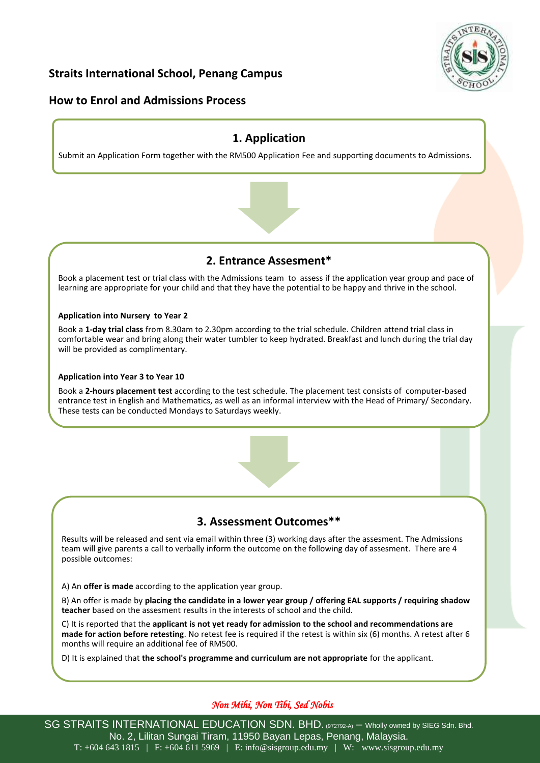## Straits International School, Penang Campus

## How to Enrol and Admissions Process

### 1. Application

Submit an Application Form together with the RM500 Application Fee and supporting documents to Admissions.

### 2. Entrance Assesment*

Book a placement test or trial class with the Admissions team to assess if the application year group and pace of learning are appropriate for your child and that they have the potential to be happy and thrive in the school.

**Application into Nursery to Year 2**

Book a **1-day trial class** from 8.30am to 2.30pm according to the trial schedule. Children attend trial class in comfortable wear and bring along their water tumbler to keep hydrated. Breakfast and lunch during the trial day will be provided as complimentary.

**Application into Year 3 to Year 10**

Book a **2-hours placement test** according to the test schedule. The placement test consists of computer-based entrance test in English and Mathematics, as well as an informal interview with the Head of Primary/ Secondary. These tests can be conducted Mondays to Saturdays weekly.

### 3. Assessment Outcomes**

Results will be released and sent via email within three (3) working days after the assesment. The Admissions team will give parents a call to verbally inform the outcome on the following day of assesment. There are 4 possible outcomes:

A) An **offer is made** according to the application year group.

B) An offer is made by **placing the candidate in a lower year group / offering EAL supports / requiring shadow teacher** based on the assesment results in the interests of school and the child.

C) It is reported that the **applicant is not yet ready for admission to the school and recommendations are made for action before retesting**. No retest fee is required if the retest is within six (6) months. A retest after 6 months will require an additional fee of RM500.

D) It is explained that **the school's programme and curriculum are not appropriate** for the applicant.

*Non Mihi, Non Tibi, Sed Nobis*

SG STRAITS INTERNATIONAL EDUCATION SDN. BHD. (972792-A) – Wholly owned by SIEG Sdn. Bhd.
No. 2, Lilitan Sungai Tiram, 11950 Bayan Lepas, Penang, Malaysia.
T: +604 643 1815 | F: +604 611 5969 | E: info@sisgroup.edu.my | W: www.sisgroup.edu.my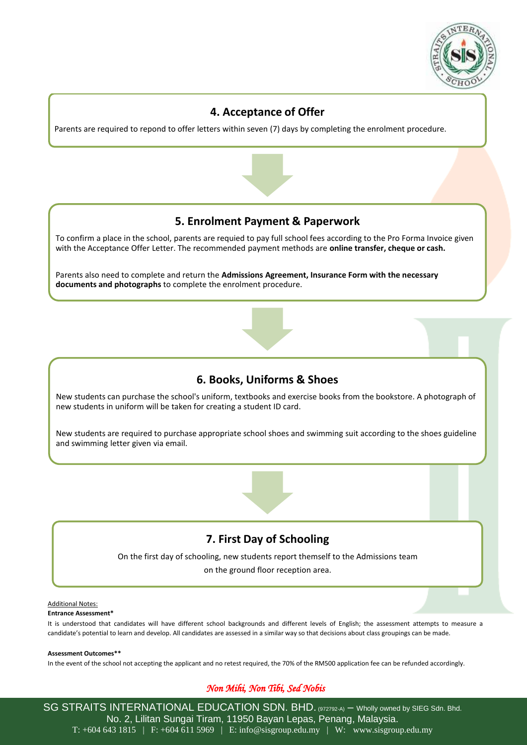## 4. Acceptance of Offer

Parents are required to repond to offer letters within seven (7) days by completing the enrolment procedure.

## 5. Enrolment Payment & Paperwork

To confirm a place in the school, parents are requied to pay full school fees according to the Pro Forma Invoice given with the Acceptance Offer Letter. The recommended payment methods are **online transfer, cheque or cash.**

Parents also need to complete and return the **Admissions Agreement, Insurance Form with the necessary documents and photographs** to complete the enrolment procedure.

## 6. Books, Uniforms & Shoes

New students can purchase the school's uniform, textbooks and exercise books from the bookstore. A photograph of new students in uniform will be taken for creating a student ID card.

New students are required to purchase appropriate school shoes and swimming suit according to the shoes guideline and swimming letter given via email.

## 7. First Day of Schooling

On the first day of schooling, new students report themself to the Admissions team on the ground floor reception area.

Additional Notes:

**Entrance Assessment***

It is understood that candidates will have different school backgrounds and different levels of English; the assessment attempts to measure a candidate's potential to learn and develop. All candidates are assessed in a similar way so that decisions about class groupings can be made.

**Assessment Outcomes****

In the event of the school not accepting the applicant and no retest required, the 70% of the RM500 application fee can be refunded accordingly.

*Non Mihi, Non Tibi, Sed Nobis*

SG STRAITS INTERNATIONAL EDUCATION SDN. BHD. (972792-A) – Wholly owned by SIEG Sdn. Bhd.
No. 2, Lilitan Sungai Tiram, 11950 Bayan Lepas, Penang, Malaysia.
T: +604 643 1815 | F: +604 611 5969 | E: info@sisgroup.edu.my | W: www.sisgroup.edu.my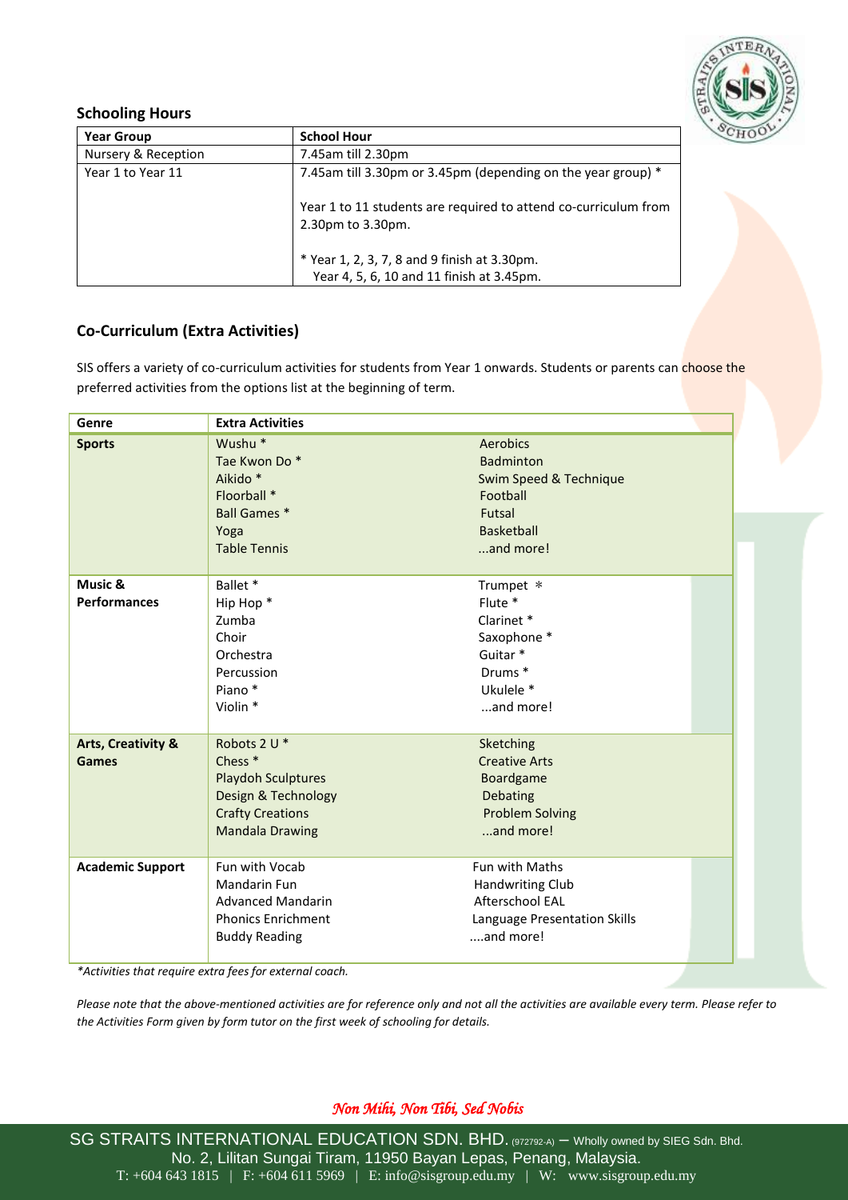## Schooling Hours

| Year Group | School Hour |
|---|---|
| Nursery & Reception | 7.45am till 2.30pm |
| Year 1 to Year 11 | 7.45am till 3.30pm or 3.45pm (depending on the year group) * <br><br> Year 1 to 11 students are required to attend co-curriculum from 2.30pm to 3.30pm. <br><br> * Year 1, 2, 3, 7, 8 and 9 finish at 3.30pm. <br> Year 4, 5, 6, 10 and 11 finish at 3.45pm. |

## Co-Curriculum (Extra Activities)

SIS offers a variety of co-curriculum activities for students from Year 1 onwards. Students or parents can choose the preferred activities from the options list at the beginning of term.

| Genre | Extra Activities | |
|---|---|---|
| **Sports** | Wushu * <br> Tae Kwon Do * <br> Aikido * <br> Floorball * <br> Ball Games * <br> Yoga <br> Table Tennis | Aerobics <br> Badminton <br> Swim Speed & Technique <br> Football <br> Futsal <br> Basketball <br> ...and more! |
| **Music & Performances** | Ballet * <br> Hip Hop * <br> Zumba <br> Choir <br> Orchestra <br> Percussion <br> Piano * <br> Violin * | Trumpet * <br> Flute * <br> Clarinet * <br> Saxophone * <br> Guitar * <br> Drums * <br> Ukulele * <br> ...and more! |
| **Arts, Creativity & Games** | Robots 2 U * <br> Chess * <br> Playdoh Sculptures <br> Design & Technology <br> Crafty Creations <br> Mandala Drawing | Sketching <br> Creative Arts <br> Boardgame <br> Debating <br> Problem Solving <br> ...and more! |
| **Academic Support** | Fun with Vocab <br> Mandarin Fun <br> Advanced Mandarin <br> Phonics Enrichment <br> Buddy Reading | Fun with Maths <br> Handwriting Club <br> Afterschool EAL <br> Language Presentation Skills <br> ....and more! |

*\*Activities that require extra fees for external coach.*

*Please note that the above-mentioned activities are for reference only and not all the activities are available every term. Please refer to the Activities Form given by form tutor on the first week of schooling for details.*

*Non Mihi, Non Tibi, Sed Nobis*

SG STRAITS INTERNATIONAL EDUCATION SDN. BHD. (972792-A) – Wholly owned by SIEG Sdn. Bhd.
No. 2, Lilitan Sungai Tiram, 11950 Bayan Lepas, Penang, Malaysia.
T: +604 643 1815 | F: +604 611 5969 | E: info@sisgroup.edu.my | W: www.sisgroup.edu.my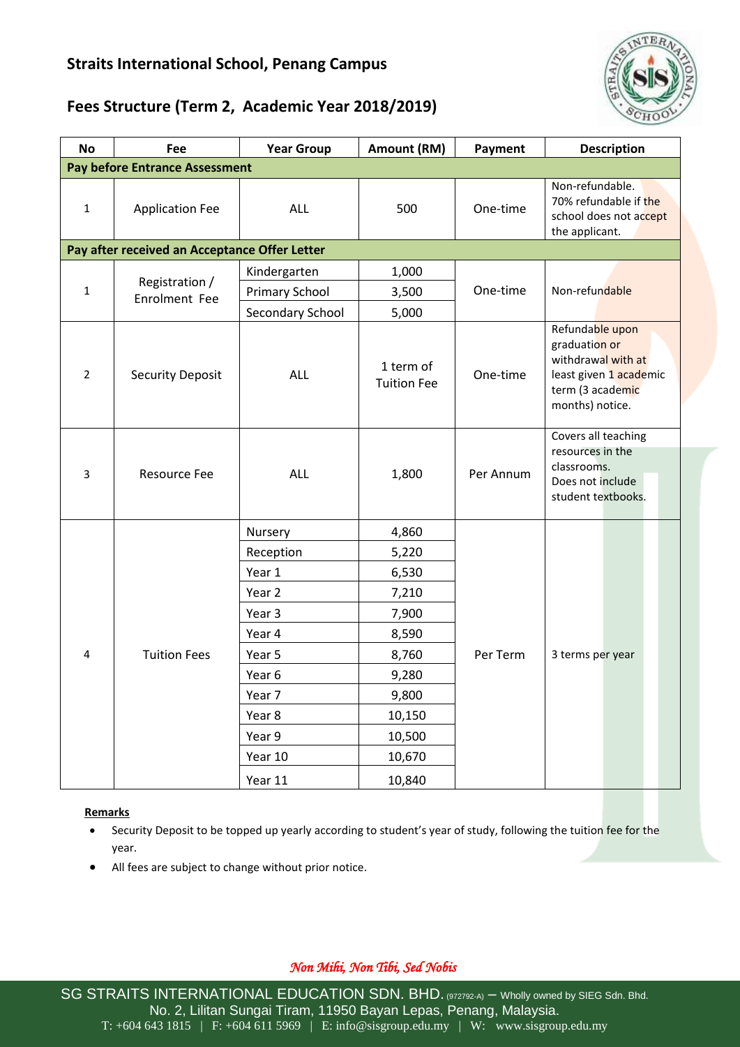## Straits International School, Penang Campus

## Fees Structure (Term 2, Academic Year 2018/2019)

| No | Fee | Year Group | Amount (RM) | Payment | Description |
|---|---|---|---|---|---|
| **Pay before Entrance Assessment** | | | | | |
| 1 | Application Fee | ALL | 500 | One-time | Non-refundable. 70% refundable if the school does not accept the applicant. |
| **Pay after received an Acceptance Offer Letter** | | | | | |
| 1 | Registration / Enrolment Fee | Kindergarten | 1,000 | One-time | Non-refundable |
| | | Primary School | 3,500 | | |
| | | Secondary School | 5,000 | | |
| 2 | Security Deposit | ALL | 1 term of Tuition Fee | One-time | Refundable upon graduation or withdrawal with at least given 1 academic term (3 academic months) notice. |
| 3 | Resource Fee | ALL | 1,800 | Per Annum | Covers all teaching resources in the classrooms. Does not include student textbooks. |
| 4 | Tuition Fees | Nursery | 4,860 | Per Term | 3 terms per year |
| | | Reception | 5,220 | | |
| | | Year 1 | 6,530 | | |
| | | Year 2 | 7,210 | | |
| | | Year 3 | 7,900 | | |
| | | Year 4 | 8,590 | | |
| | | Year 5 | 8,760 | | |
| | | Year 6 | 9,280 | | |
| | | Year 7 | 9,800 | | |
| | | Year 8 | 10,150 | | |
| | | Year 9 | 10,500 | | |
| | | Year 10 | 10,670 | | |
| | | Year 11 | 10,840 | | |

**Remarks**

- Security Deposit to be topped up yearly according to student's year of study, following the tuition fee for the year.
- All fees are subject to change without prior notice.

*Non Mihi, Non Tibi, Sed Nobis*

SG STRAITS INTERNATIONAL EDUCATION SDN. BHD. (972792-A) – Wholly owned by SIEG Sdn. Bhd.
No. 2, Lilitan Sungai Tiram, 11950 Bayan Lepas, Penang, Malaysia.
T: +604 643 1815 | F: +604 611 5969 | E: info@sisgroup.edu.my | W: www.sisgroup.edu.my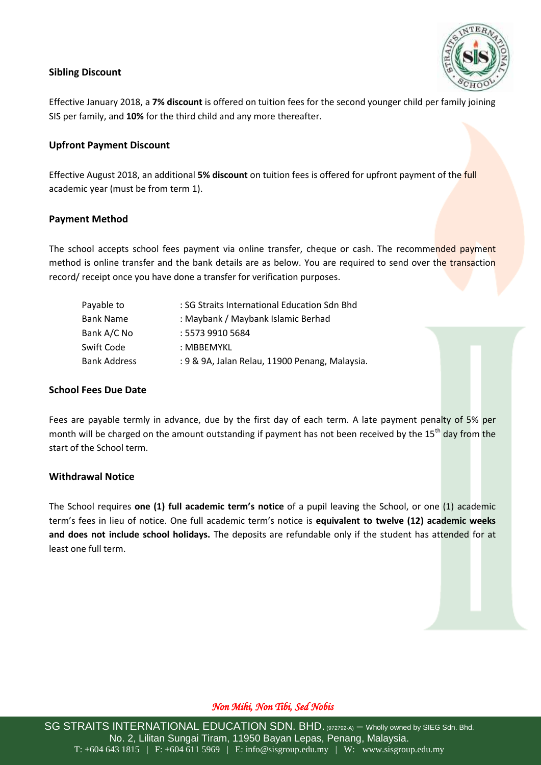## Sibling Discount

Effective January 2018, a **7% discount** is offered on tuition fees for the second younger child per family joining SIS per family, and **10%** for the third child and any more thereafter.

## Upfront Payment Discount

Effective August 2018, an additional **5% discount** on tuition fees is offered for upfront payment of the full academic year (must be from term 1).

## Payment Method

The school accepts school fees payment via online transfer, cheque or cash. The recommended payment method is online transfer and the bank details are as below. You are required to send over the transaction record/ receipt once you have done a transfer for verification purposes.

| | |
|---|---|
| Payable to | : SG Straits International Education Sdn Bhd |
| Bank Name | : Maybank / Maybank Islamic Berhad |
| Bank A/C No | : 5573 9910 5684 |
| Swift Code | : MBBEMYKL |
| Bank Address | : 9 & 9A, Jalan Relau, 11900 Penang, Malaysia. |

## School Fees Due Date

Fees are payable termly in advance, due by the first day of each term. A late payment penalty of 5% per month will be charged on the amount outstanding if payment has not been received by the 15th day from the start of the School term.

## Withdrawal Notice

The School requires **one (1) full academic term's notice** of a pupil leaving the School, or one (1) academic term's fees in lieu of notice. One full academic term's notice is **equivalent to twelve (12) academic weeks and does not include school holidays.** The deposits are refundable only if the student has attended for at least one full term.

*Non Mihi, Non Tibi, Sed Nobis*

SG STRAITS INTERNATIONAL EDUCATION SDN. BHD. (972792-A) – Wholly owned by SIEG Sdn. Bhd.
No. 2, Lilitan Sungai Tiram, 11950 Bayan Lepas, Penang, Malaysia.
T: +604 643 1815 | F: +604 611 5969 | E: info@sisgroup.edu.my | W: www.sisgroup.edu.my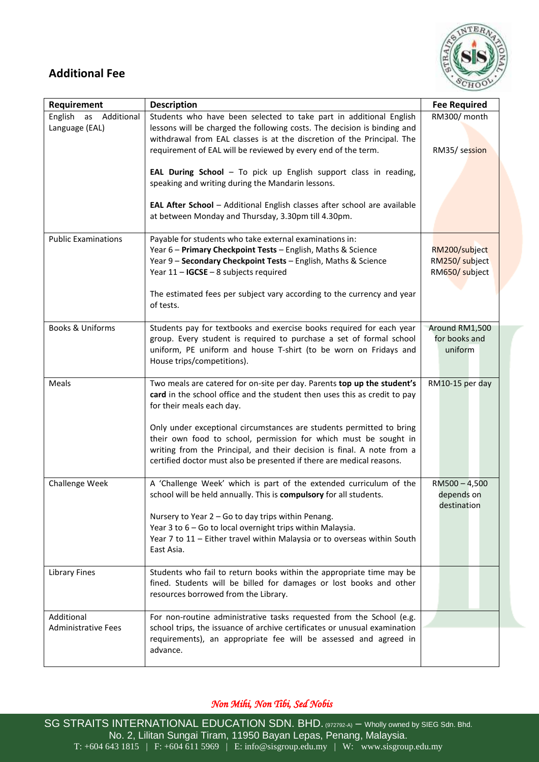## Additional Fee

| Requirement | Description | Fee Required |
|---|---|---|
| English as Additional Language (EAL) | Students who have been selected to take part in additional English lessons will be charged the following costs. The decision is binding and withdrawal from EAL classes is at the discretion of the Principal. The requirement of EAL will be reviewed by every end of the term.<br><br>**EAL During School** – To pick up English support class in reading, speaking and writing during the Mandarin lessons.<br><br>**EAL After School** – Additional English classes after school are available at between Monday and Thursday, 3.30pm till 4.30pm. | RM300/ month<br><br>RM35/ session |
| Public Examinations | Payable for students who take external examinations in:<br>Year 6 – **Primary Checkpoint Tests** – English, Maths & Science<br>Year 9 – **Secondary Checkpoint Tests** – English, Maths & Science<br>Year 11 – **IGCSE** – 8 subjects required<br><br>The estimated fees per subject vary according to the currency and year of tests. | RM200/subject<br>RM250/ subject<br>RM650/ subject |
| Books & Uniforms | Students pay for textbooks and exercise books required for each year group. Every student is required to purchase a set of formal school uniform, PE uniform and house T-shirt (to be worn on Fridays and House trips/competitions). | Around RM1,500 for books and uniform |
| Meals | Two meals are catered for on-site per day. Parents **top up the student's card** in the school office and the student then uses this as credit to pay for their meals each day.<br><br>Only under exceptional circumstances are students permitted to bring their own food to school, permission for which must be sought in writing from the Principal, and their decision is final. A note from a certified doctor must also be presented if there are medical reasons. | RM10-15 per day |
| Challenge Week | A 'Challenge Week' which is part of the extended curriculum of the school will be held annually. This is **compulsory** for all students.<br><br>Nursery to Year 2 – Go to day trips within Penang.<br>Year 3 to 6 – Go to local overnight trips within Malaysia.<br>Year 7 to 11 – Either travel within Malaysia or to overseas within South East Asia. | RM500 – 4,500 depends on destination |
| Library Fines | Students who fail to return books within the appropriate time may be fined. Students will be billed for damages or lost books and other resources borrowed from the Library. | |
| Additional Administrative Fees | For non-routine administrative tasks requested from the School (e.g. school trips, the issuance of archive certificates or unusual examination requirements), an appropriate fee will be assessed and agreed in advance. | |

*Non Mihi, Non Tibi, Sed Nobis*

SG STRAITS INTERNATIONAL EDUCATION SDN. BHD. (972792-A) – Wholly owned by SIEG Sdn. Bhd.
No. 2, Lilitan Sungai Tiram, 11950 Bayan Lepas, Penang, Malaysia.
T: +604 643 1815 | F: +604 611 5969 | E: info@sisgroup.edu.my | W: www.sisgroup.edu.my